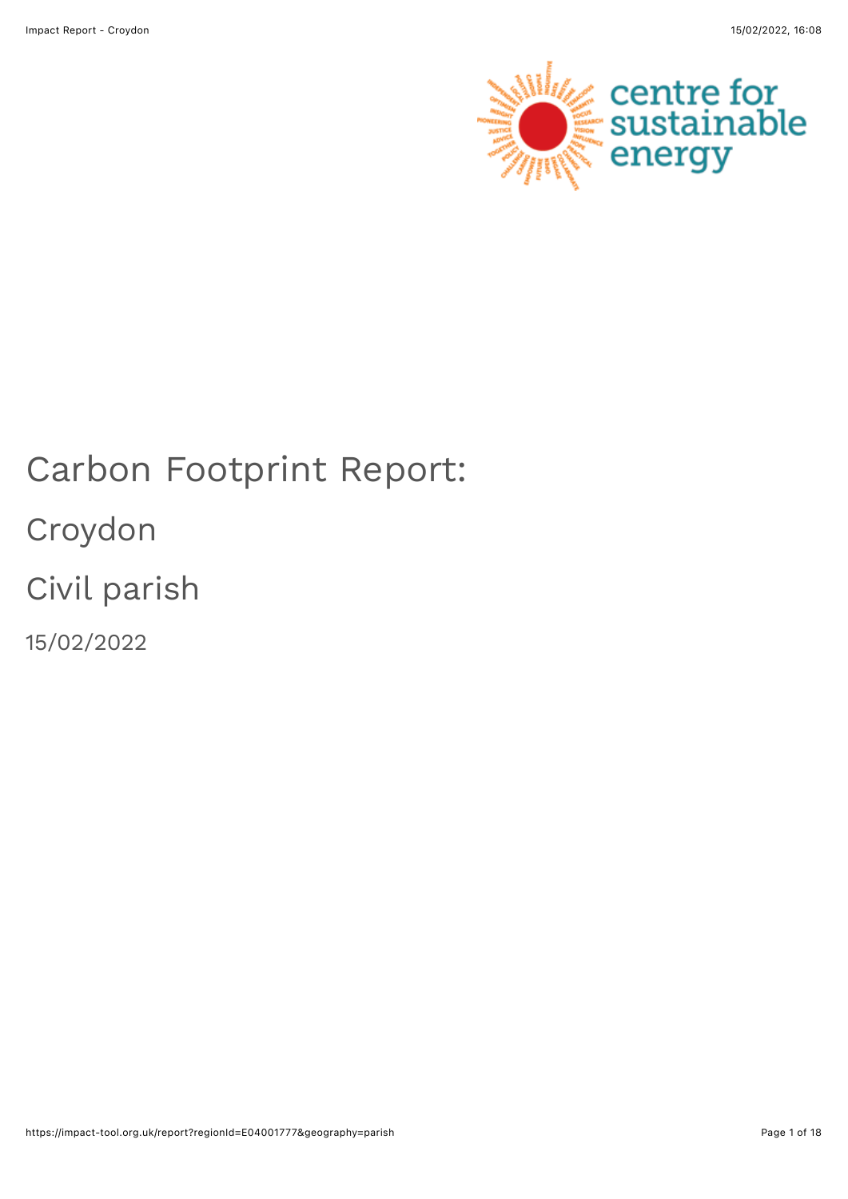# Carbon Footprint Report:

## Croydon

## Civil parish

15/02/2022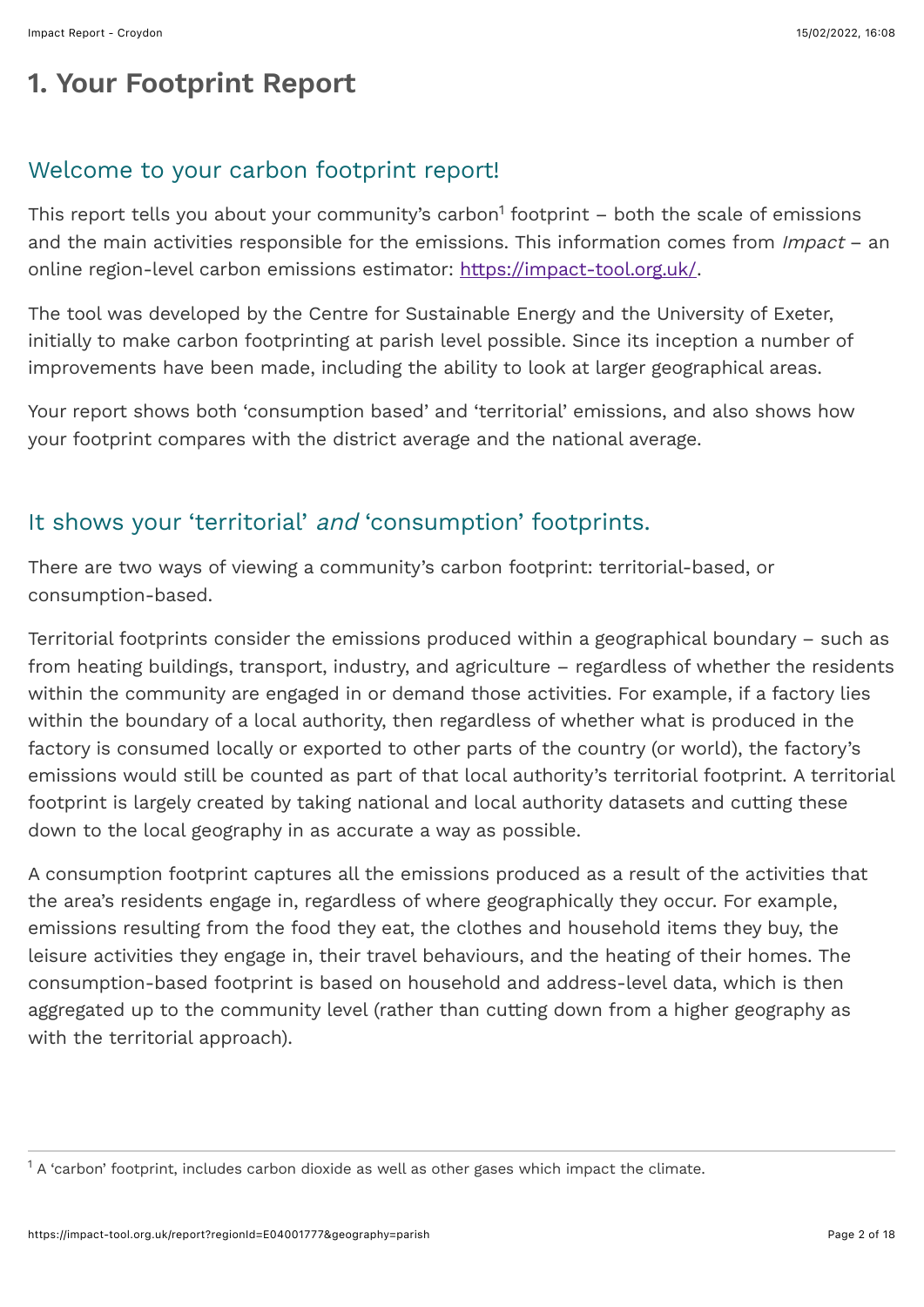# 1. Your Footprint Report

## Welcome to your carbon footprint report!

This report tells you about your community's carbon[1] footprint – both the scale of emissions and the main activities responsible for the emissions. This information comes from *Impact* – an online region-level carbon emissions estimator: [https://impact-tool.org.uk/](https://impact-tool.org.uk/).

The tool was developed by the Centre for Sustainable Energy and the University of Exeter, initially to make carbon footprinting at parish level possible. Since its inception a number of improvements have been made, including the ability to look at larger geographical areas.

Your report shows both 'consumption based' and 'territorial' emissions, and also shows how your footprint compares with the district average and the national average.

## It shows your 'territorial' *and* 'consumption' footprints.

There are two ways of viewing a community's carbon footprint: territorial-based, or consumption-based.

Territorial footprints consider the emissions produced within a geographical boundary – such as from heating buildings, transport, industry, and agriculture – regardless of whether the residents within the community are engaged in or demand those activities. For example, if a factory lies within the boundary of a local authority, then regardless of whether what is produced in the factory is consumed locally or exported to other parts of the country (or world), the factory's emissions would still be counted as part of that local authority's territorial footprint. A territorial footprint is largely created by taking national and local authority datasets and cutting these down to the local geography in as accurate a way as possible.

A consumption footprint captures all the emissions produced as a result of the activities that the area's residents engage in, regardless of where geographically they occur. For example, emissions resulting from the food they eat, the clothes and household items they buy, the leisure activities they engage in, their travel behaviours, and the heating of their homes. The consumption-based footprint is based on household and address-level data, which is then aggregated up to the community level (rather than cutting down from a higher geography as with the territorial approach).

---

[1] A 'carbon' footprint, includes carbon dioxide as well as other gases which impact the climate.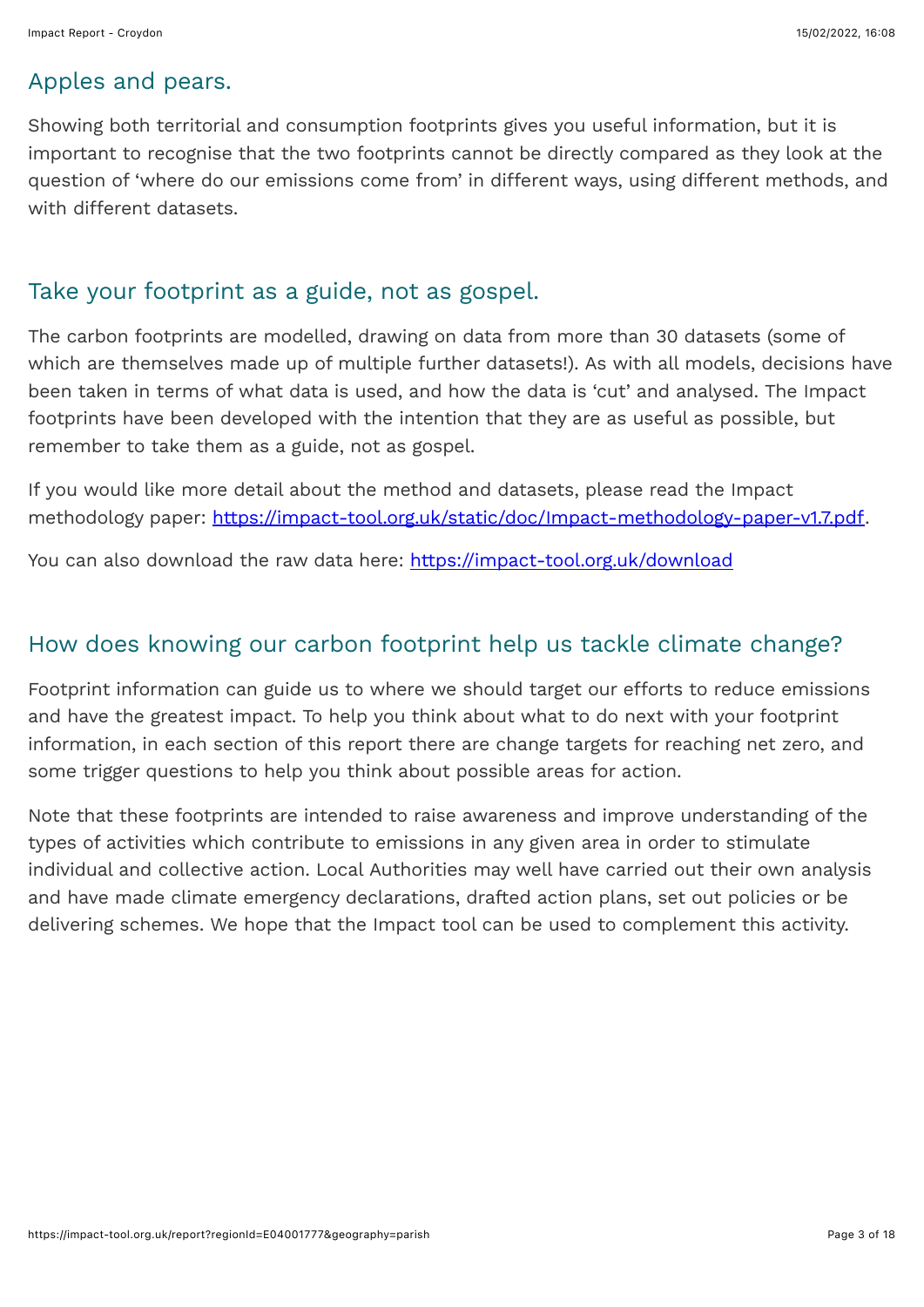## Apples and pears.

Showing both territorial and consumption footprints gives you useful information, but it is important to recognise that the two footprints cannot be directly compared as they look at the question of 'where do our emissions come from' in different ways, using different methods, and with different datasets.

## Take your footprint as a guide, not as gospel.

The carbon footprints are modelled, drawing on data from more than 30 datasets (some of which are themselves made up of multiple further datasets!). As with all models, decisions have been taken in terms of what data is used, and how the data is 'cut' and analysed. The Impact footprints have been developed with the intention that they are as useful as possible, but remember to take them as a guide, not as gospel.

If you would like more detail about the method and datasets, please read the Impact methodology paper: [https://impact-tool.org.uk/static/doc/Impact-methodology-paper-v1.7.pdf](https://impact-tool.org.uk/static/doc/Impact-methodology-paper-v1.7.pdf).

You can also download the raw data here: [https://impact-tool.org.uk/download](https://impact-tool.org.uk/download)

## How does knowing our carbon footprint help us tackle climate change?

Footprint information can guide us to where we should target our efforts to reduce emissions and have the greatest impact. To help you think about what to do next with your footprint information, in each section of this report there are change targets for reaching net zero, and some trigger questions to help you think about possible areas for action.

Note that these footprints are intended to raise awareness and improve understanding of the types of activities which contribute to emissions in any given area in order to stimulate individual and collective action. Local Authorities may well have carried out their own analysis and have made climate emergency declarations, drafted action plans, set out policies or be delivering schemes. We hope that the Impact tool can be used to complement this activity.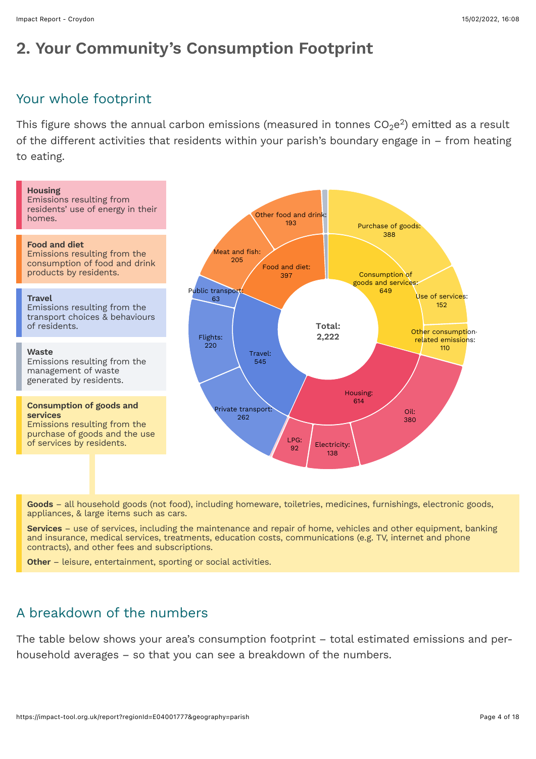## 2. Your Community's Consumption Footprint

### Your whole footprint

This figure shows the annual carbon emissions (measured in tonnes $CO_2e^2$) emitted as a result of the different activities that residents within your parish's boundary engage in – from heating to eating.

**Housing**
Emissions resulting from residents' use of energy in their homes.

**Food and diet**
Emissions resulting from the consumption of food and drink products by residents.

**Travel**
Emissions resulting from the transport choices & behaviours of residents.

**Waste**
Emissions resulting from the management of waste generated by residents.

**Consumption of goods and services**
Emissions resulting from the purchase of goods and the use of services by residents.

Total: 2,222

- Consumption of goods and services: 649
  - Purchase of goods: 388
  - Use of services: 152
  - Other consumption-related emissions: 110
- Housing: 614
  - Oil: 380
  - Electricity: 138
  - LPG: 92
- Travel: 545
  - Private transport: 262
  - Flights: 220
  - Public transport: 63
- Food and diet: 397
  - Meat and fish: 205
  - Other food and drink: 193

**Goods** – all household goods (not food), including homeware, toiletries, medicines, furnishings, electronic goods, appliances, & large items such as cars.

**Services** – use of services, including the maintenance and repair of home, vehicles and other equipment, banking and insurance, medical services, treatments, education costs, communications (e.g. TV, internet and phone contracts), and other fees and subscriptions.

**Other** – leisure, entertainment, sporting or social activities.

### A breakdown of the numbers

The table below shows your area's consumption footprint – total estimated emissions and per-household averages – so that you can see a breakdown of the numbers.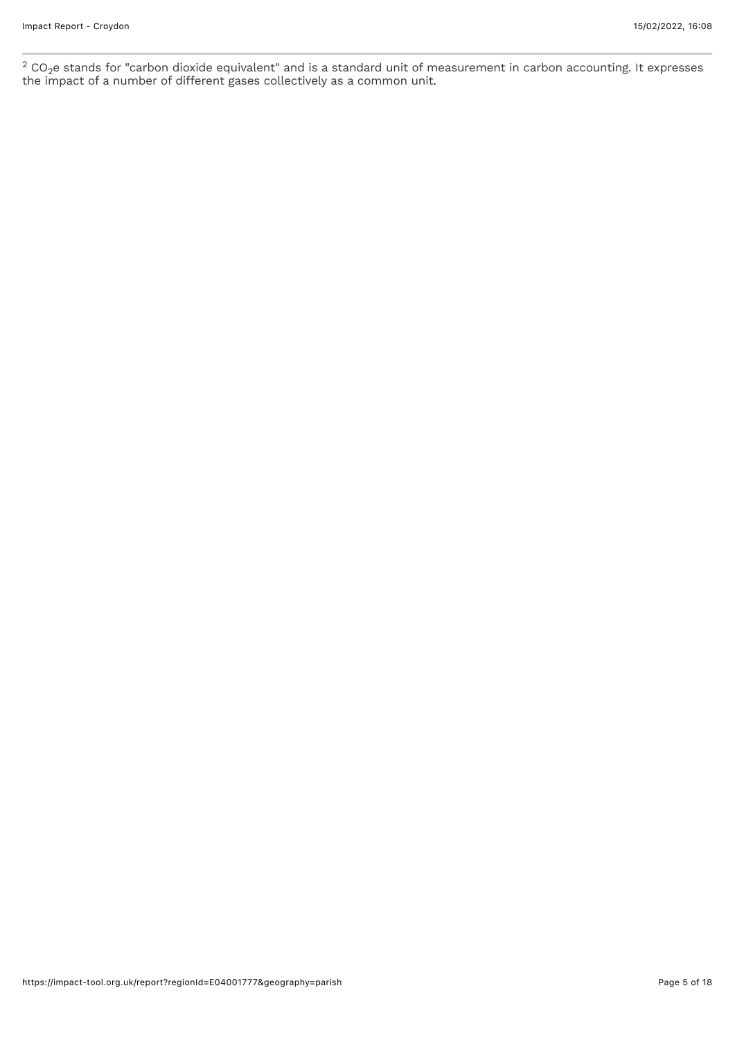[2] $CO_2e$ stands for "carbon dioxide equivalent" and is a standard unit of measurement in carbon accounting. It expresses the impact of a number of different gases collectively as a common unit.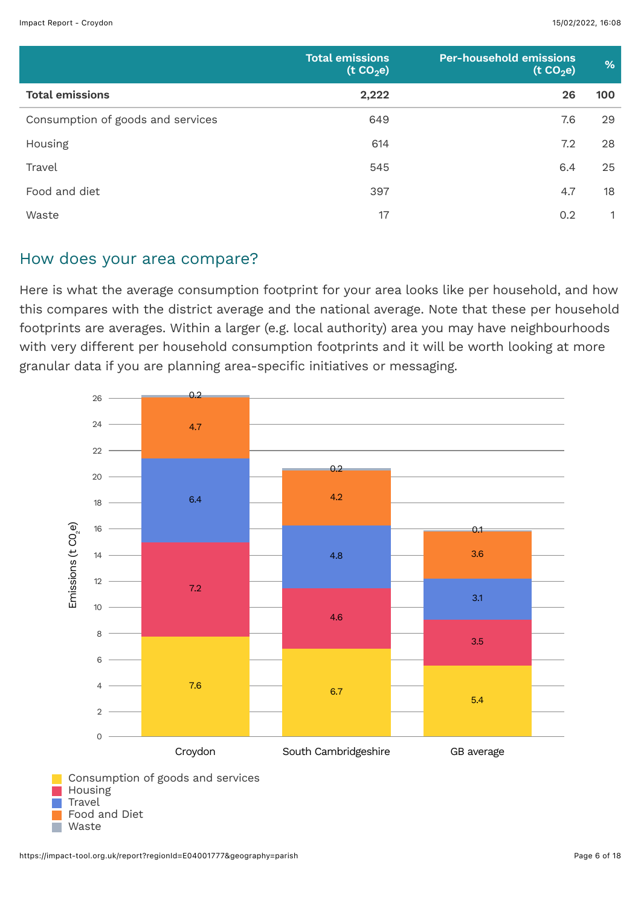| | Total emissions (t $CO_2$e) | Per-household emissions (t $CO_2$e) | % |
|---|---|---|---|
| **Total emissions** | **2,222** | **26** | **100** |
| Consumption of goods and services | 649 | 7.6 | 29 |
| Housing | 614 | 7.2 | 28 |
| Travel | 545 | 6.4 | 25 |
| Food and diet | 397 | 4.7 | 18 |
| Waste | 17 | 0.2 | 1 |

## How does your area compare?

Here is what the average consumption footprint for your area looks like per household, and how this compares with the district average and the national average. Note that these per household footprints are averages. Within a larger (e.g. local authority) area you may have neighbourhoods with very different per household consumption footprints and it will be worth looking at more granular data if you are planning area-specific initiatives or messaging.

| Emissions (t $CO_2$e) | Croydon | South Cambridgeshire | GB average |
|---|---|---|---|
| Consumption of goods and services | 7.6 | 6.7 | 5.4 |
| Housing | 7.2 | 4.6 | 3.5 |
| Travel | 6.4 | 4.8 | 3.1 |
| Food and Diet | 4.7 | 4.2 | 3.6 |
| Waste | 0.2 | 0.2 | 0.1 |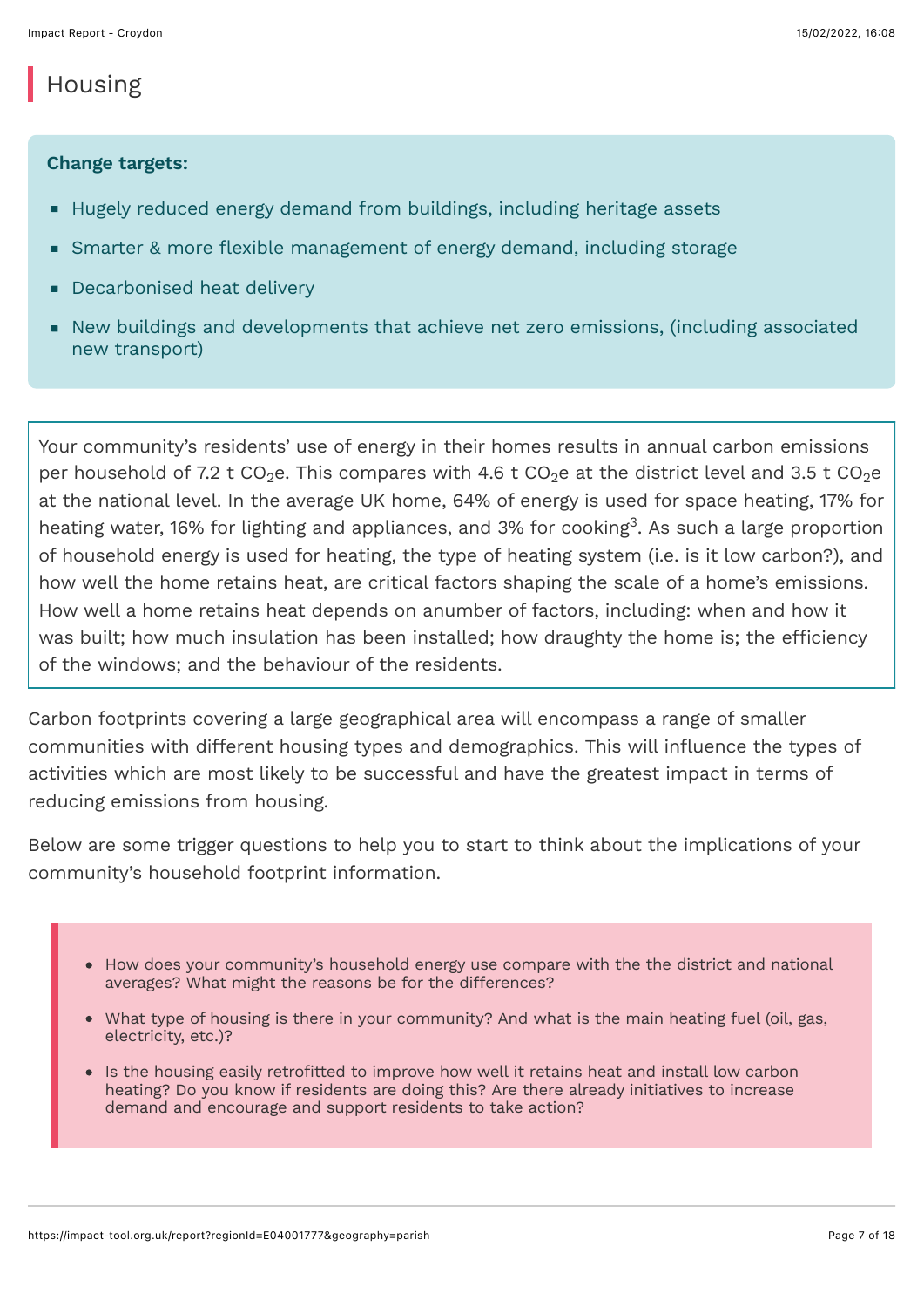# Housing

**Change targets:**

- Hugely reduced energy demand from buildings, including heritage assets
- Smarter & more flexible management of energy demand, including storage
- Decarbonised heat delivery
- New buildings and developments that achieve net zero emissions, (including associated new transport)

Your community's residents' use of energy in their homes results in annual carbon emissions per household of 7.2 t $CO_2$e. This compares with 4.6 t $CO_2$e at the district level and 3.5 t $CO_2$e at the national level. In the average UK home, 64% of energy is used for space heating, 17% for heating water, 16% for lighting and appliances, and 3% for cooking[3]. As such a large proportion of household energy is used for heating, the type of heating system (i.e. is it low carbon?), and how well the home retains heat, are critical factors shaping the scale of a home's emissions. How well a home retains heat depends on anumber of factors, including: when and how it was built; how much insulation has been installed; how draughty the home is; the efficiency of the windows; and the behaviour of the residents.

Carbon footprints covering a large geographical area will encompass a range of smaller communities with different housing types and demographics. This will influence the types of activities which are most likely to be successful and have the greatest impact in terms of reducing emissions from housing.

Below are some trigger questions to help you to start to think about the implications of your community's household footprint information.

- How does your community's household energy use compare with the the district and national averages? What might the reasons be for the differences?
- What type of housing is there in your community? And what is the main heating fuel (oil, gas, electricity, etc.)?
- Is the housing easily retrofitted to improve how well it retains heat and install low carbon heating? Do you know if residents are doing this? Are there already initiatives to increase demand and encourage and support residents to take action?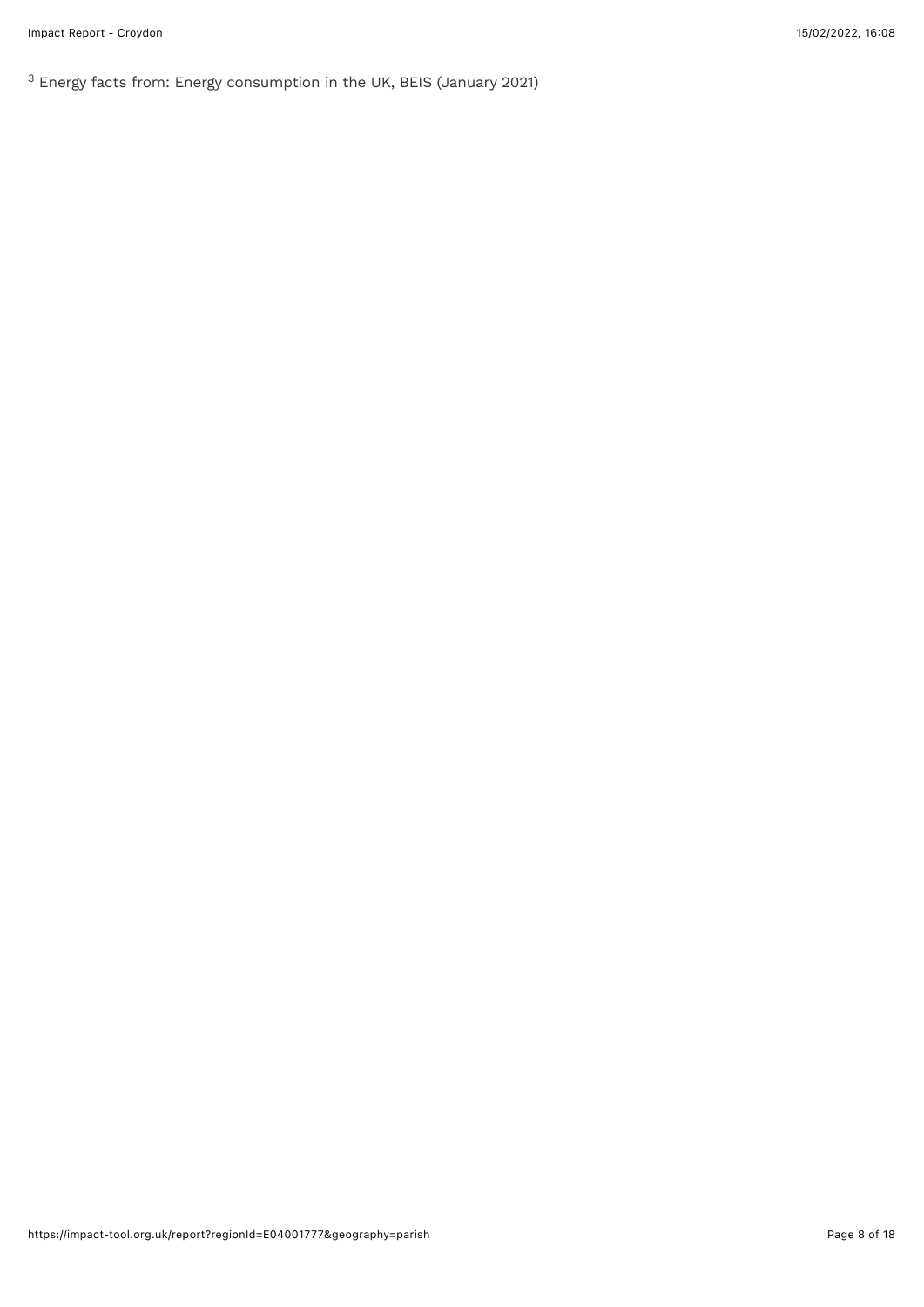[3] Energy facts from: Energy consumption in the UK, BEIS (January 2021)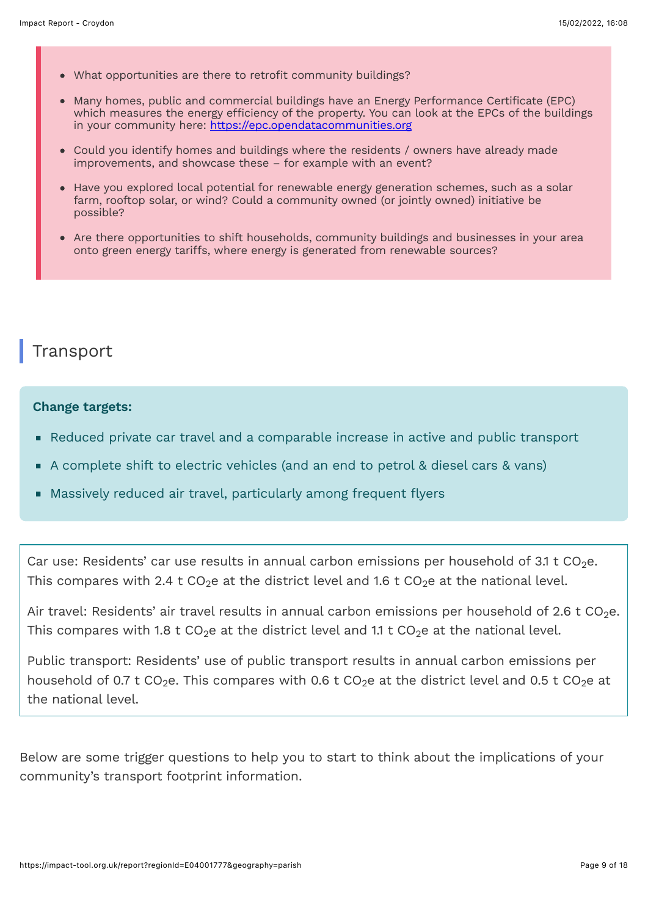- What opportunities are there to retrofit community buildings?
- Many homes, public and commercial buildings have an Energy Performance Certificate (EPC) which measures the energy efficiency of the property. You can look at the EPCs of the buildings in your community here: [https://epc.opendatacommunities.org](https://epc.opendatacommunities.org)
- Could you identify homes and buildings where the residents / owners have already made improvements, and showcase these – for example with an event?
- Have you explored local potential for renewable energy generation schemes, such as a solar farm, rooftop solar, or wind? Could a community owned (or jointly owned) initiative be possible?
- Are there opportunities to shift households, community buildings and businesses in your area onto green energy tariffs, where energy is generated from renewable sources?

## Transport

**Change targets:**

- Reduced private car travel and a comparable increase in active and public transport
- A complete shift to electric vehicles (and an end to petrol & diesel cars & vans)
- Massively reduced air travel, particularly among frequent flyers

Car use: Residents' car use results in annual carbon emissions per household of 3.1 t $CO_2$e. This compares with 2.4 t $CO_2$e at the district level and 1.6 t $CO_2$e at the national level.

Air travel: Residents' air travel results in annual carbon emissions per household of 2.6 t $CO_2$e. This compares with 1.8 t $CO_2$e at the district level and 1.1 t $CO_2$e at the national level.

Public transport: Residents' use of public transport results in annual carbon emissions per household of 0.7 t $CO_2$e. This compares with 0.6 t $CO_2$e at the district level and 0.5 t $CO_2$e at the national level.

Below are some trigger questions to help you to start to think about the implications of your community's transport footprint information.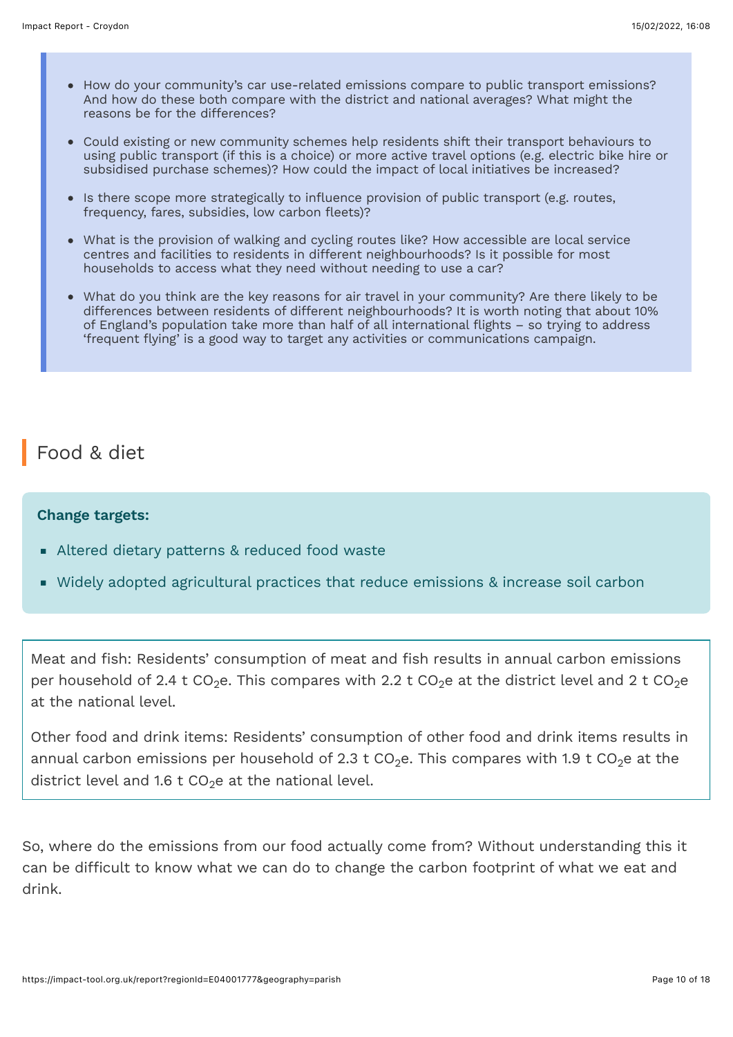- How do your community's car use-related emissions compare to public transport emissions? And how do these both compare with the district and national averages? What might the reasons be for the differences?
- Could existing or new community schemes help residents shift their transport behaviours to using public transport (if this is a choice) or more active travel options (e.g. electric bike hire or subsidised purchase schemes)? How could the impact of local initiatives be increased?
- Is there scope more strategically to influence provision of public transport (e.g. routes, frequency, fares, subsidies, low carbon fleets)?
- What is the provision of walking and cycling routes like? How accessible are local service centres and facilities to residents in different neighbourhoods? Is it possible for most households to access what they need without needing to use a car?
- What do you think are the key reasons for air travel in your community? Are there likely to be differences between residents of different neighbourhoods? It is worth noting that about 10% of England's population take more than half of all international flights – so trying to address 'frequent flying' is a good way to target any activities or communications campaign.

## Food & diet

**Change targets:**

- Altered dietary patterns & reduced food waste
- Widely adopted agricultural practices that reduce emissions & increase soil carbon

Meat and fish: Residents' consumption of meat and fish results in annual carbon emissions per household of 2.4 t $CO_2$e. This compares with 2.2 t $CO_2$e at the district level and 2 t $CO_2$e at the national level.

Other food and drink items: Residents' consumption of other food and drink items results in annual carbon emissions per household of 2.3 t $CO_2$e. This compares with 1.9 t $CO_2$e at the district level and 1.6 t $CO_2$e at the national level.

So, where do the emissions from our food actually come from? Without understanding this it can be difficult to know what we can do to change the carbon footprint of what we eat and drink.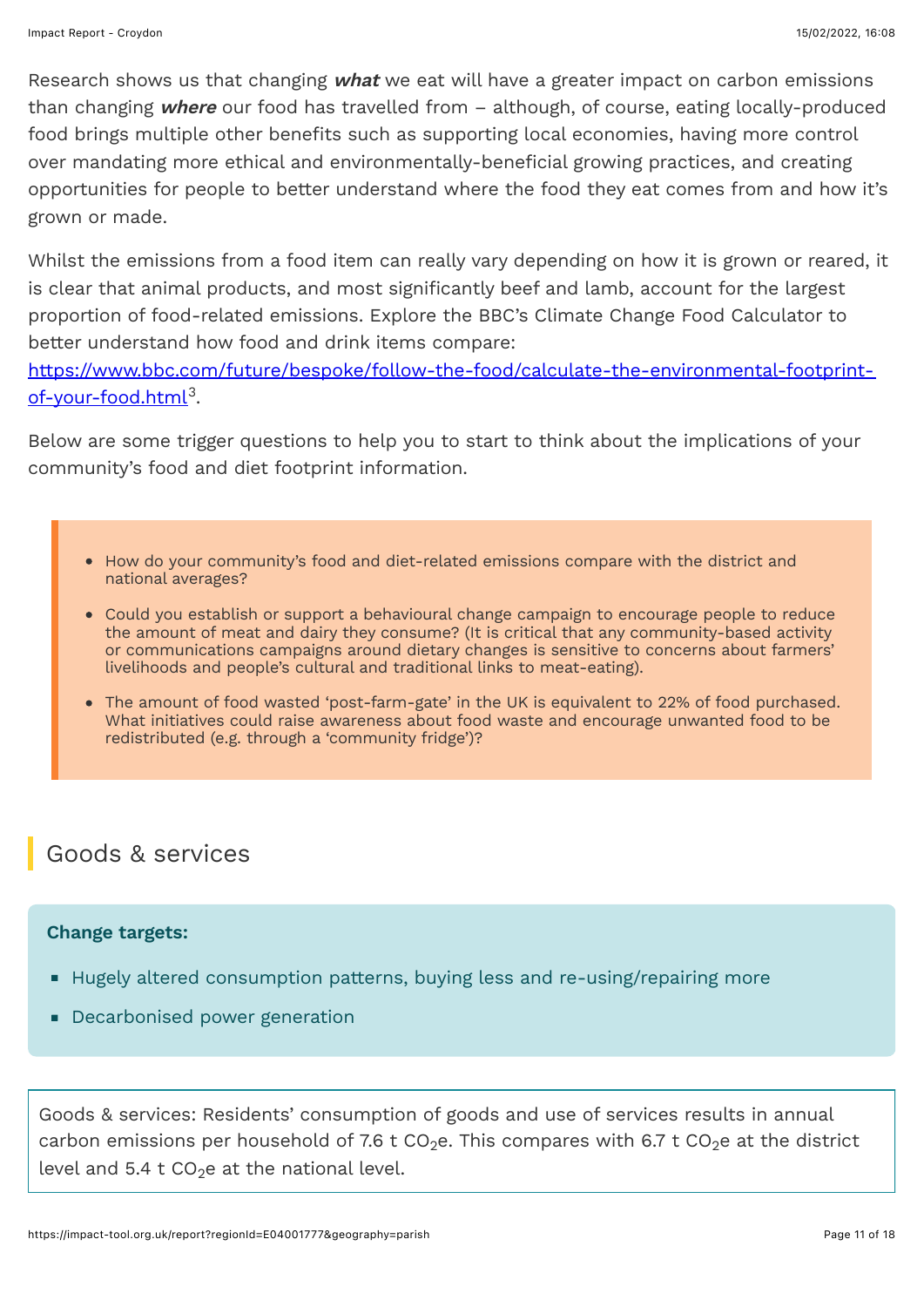Research shows us that changing ***what*** we eat will have a greater impact on carbon emissions than changing ***where*** our food has travelled from – although, of course, eating locally-produced food brings multiple other benefits such as supporting local economies, having more control over mandating more ethical and environmentally-beneficial growing practices, and creating opportunities for people to better understand where the food they eat comes from and how it's grown or made.

Whilst the emissions from a food item can really vary depending on how it is grown or reared, it is clear that animal products, and most significantly beef and lamb, account for the largest proportion of food-related emissions. Explore the BBC's Climate Change Food Calculator to better understand how food and drink items compare: https://www.bbc.com/future/bespoke/follow-the-food/calculate-the-environmental-footprint-of-your-food.html[3].

Below are some trigger questions to help you to start to think about the implications of your community's food and diet footprint information.

- How do your community's food and diet-related emissions compare with the district and national averages?
- Could you establish or support a behavioural change campaign to encourage people to reduce the amount of meat and dairy they consume? (It is critical that any community-based activity or communications campaigns around dietary changes is sensitive to concerns about farmers' livelihoods and people's cultural and traditional links to meat-eating).
- The amount of food wasted 'post-farm-gate' in the UK is equivalent to 22% of food purchased. What initiatives could raise awareness about food waste and encourage unwanted food to be redistributed (e.g. through a 'community fridge')?

## Goods & services

**Change targets:**

- Hugely altered consumption patterns, buying less and re-using/repairing more
- Decarbonised power generation

Goods & services: Residents' consumption of goods and use of services results in annual carbon emissions per household of 7.6 t $CO_2$e. This compares with 6.7 t $CO_2$e at the district level and 5.4 t $CO_2$e at the national level.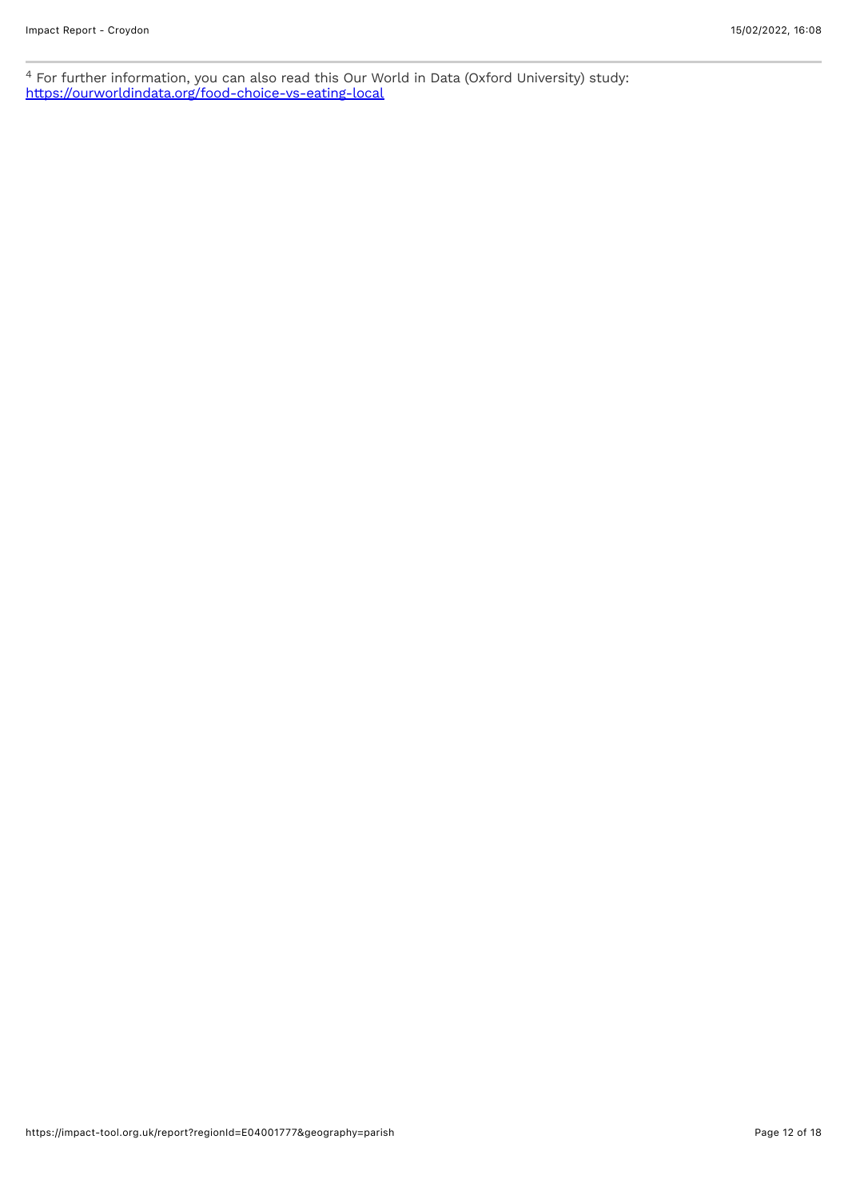[4] For further information, you can also read this Our World in Data (Oxford University) study: https://ourworldindata.org/food-choice-vs-eating-local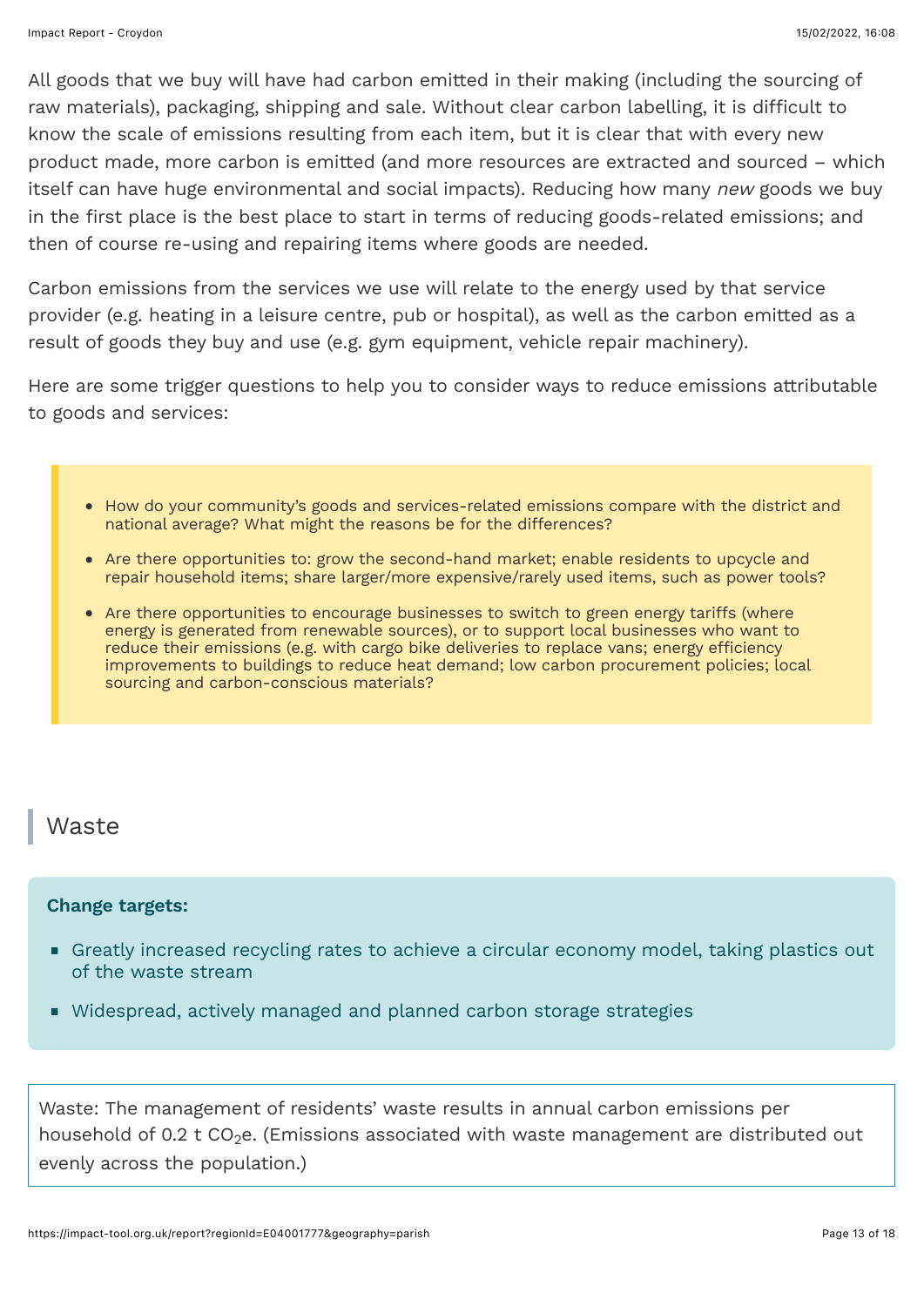All goods that we buy will have had carbon emitted in their making (including the sourcing of raw materials), packaging, shipping and sale. Without clear carbon labelling, it is difficult to know the scale of emissions resulting from each item, but it is clear that with every new product made, more carbon is emitted (and more resources are extracted and sourced – which itself can have huge environmental and social impacts). Reducing how many *new* goods we buy in the first place is the best place to start in terms of reducing goods-related emissions; and then of course re-using and repairing items where goods are needed.

Carbon emissions from the services we use will relate to the energy used by that service provider (e.g. heating in a leisure centre, pub or hospital), as well as the carbon emitted as a result of goods they buy and use (e.g. gym equipment, vehicle repair machinery).

Here are some trigger questions to help you to consider ways to reduce emissions attributable to goods and services:

> - How do your community's goods and services-related emissions compare with the district and national average? What might the reasons be for the differences?
> - Are there opportunities to: grow the second-hand market; enable residents to upcycle and repair household items; share larger/more expensive/rarely used items, such as power tools?
> - Are there opportunities to encourage businesses to switch to green energy tariffs (where energy is generated from renewable sources), or to support local businesses who want to reduce their emissions (e.g. with cargo bike deliveries to replace vans; energy efficiency improvements to buildings to reduce heat demand; low carbon procurement policies; local sourcing and carbon-conscious materials?

## Waste

**Change targets:**

- Greatly increased recycling rates to achieve a circular economy model, taking plastics out of the waste stream
- Widespread, actively managed and planned carbon storage strategies

Waste: The management of residents' waste results in annual carbon emissions per household of 0.2 t $CO_2$e. (Emissions associated with waste management are distributed out evenly across the population.)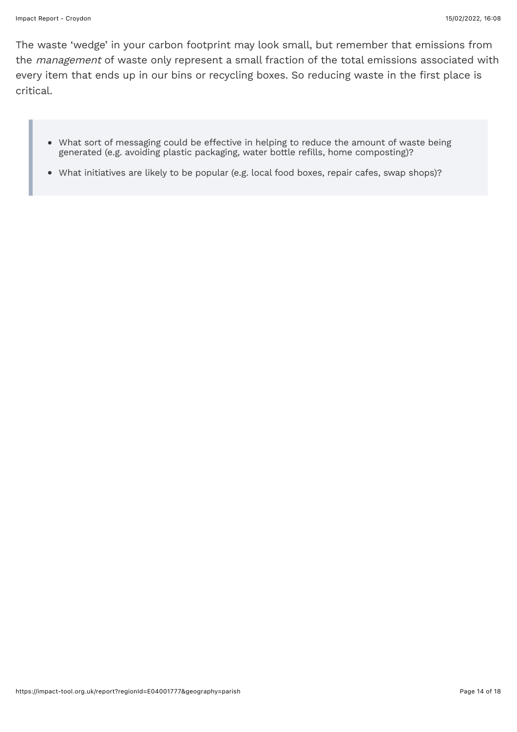The waste 'wedge' in your carbon footprint may look small, but remember that emissions from the *management* of waste only represent a small fraction of the total emissions associated with every item that ends up in our bins or recycling boxes. So reducing waste in the first place is critical.

> - What sort of messaging could be effective in helping to reduce the amount of waste being generated (e.g. avoiding plastic packaging, water bottle refills, home composting)?
> - What initiatives are likely to be popular (e.g. local food boxes, repair cafes, swap shops)?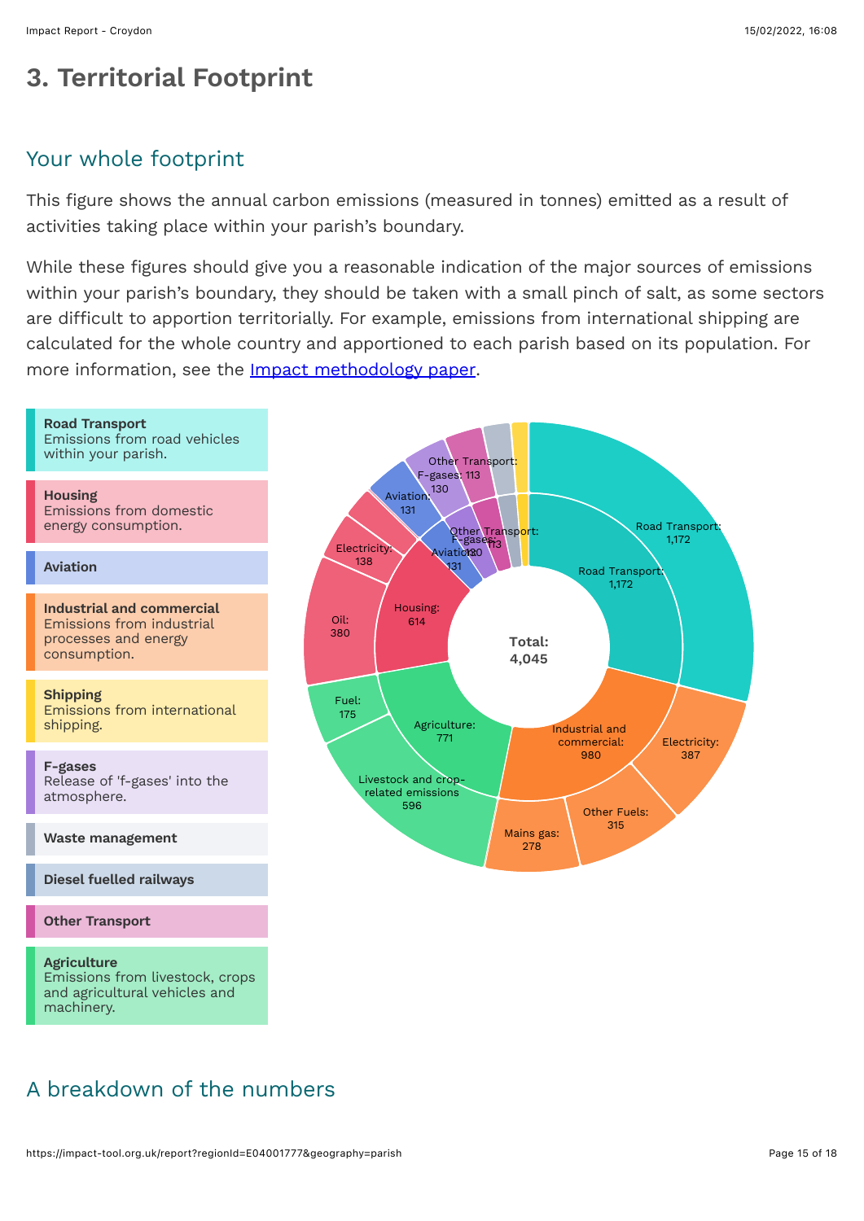# 3. Territorial Footprint

## Your whole footprint

This figure shows the annual carbon emissions (measured in tonnes) emitted as a result of activities taking place within your parish's boundary.

While these figures should give you a reasonable indication of the major sources of emissions within your parish's boundary, they should be taken with a small pinch of salt, as some sectors are difficult to apportion territorially. For example, emissions from international shipping are calculated for the whole country and apportioned to each parish based on its population. For more information, see the Impact methodology paper.

**Road Transport**
Emissions from road vehicles within your parish.

**Housing**
Emissions from domestic energy consumption.

**Aviation**

**Industrial and commercial**
Emissions from industrial processes and energy consumption.

**Shipping**
Emissions from international shipping.

**F-gases**
Release of 'f-gases' into the atmosphere.

**Waste management**

**Diesel fuelled railways**

**Other Transport**

**Agriculture**
Emissions from livestock, crops and agricultural vehicles and machinery.

Total: 4,045

| Sector | Total | Breakdown |
|---|---|---|
| Road Transport | 1,172 | Road Transport: 1,172 |
| Industrial and commercial | 980 | Electricity: 387; Other Fuels: 315; Mains gas: 278 |
| Agriculture | 771 | Livestock and crop-related emissions: 596; Fuel: 175 |
| Housing | 614 | Oil: 380; Electricity: 138 |
| Aviation | 131 | Aviation: 131 |
| F-gases | 130 | F-gases: 130 |
| Other Transport | 113 | Other Transport: 113 |

## A breakdown of the numbers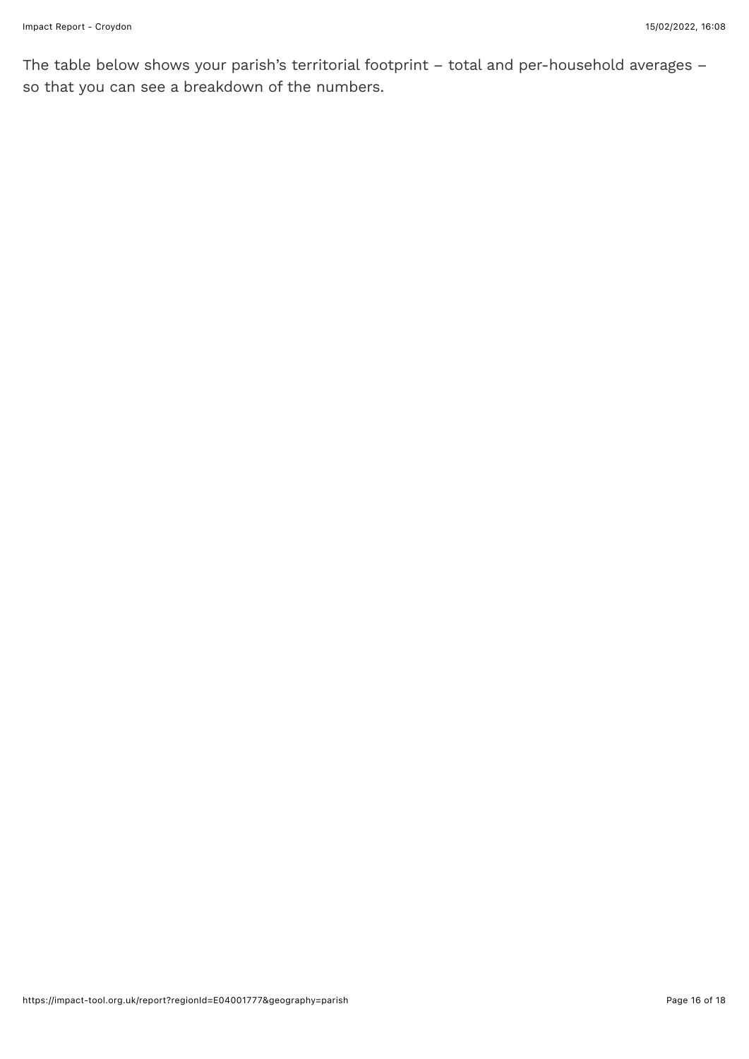The table below shows your parish's territorial footprint – total and per-household averages – so that you can see a breakdown of the numbers.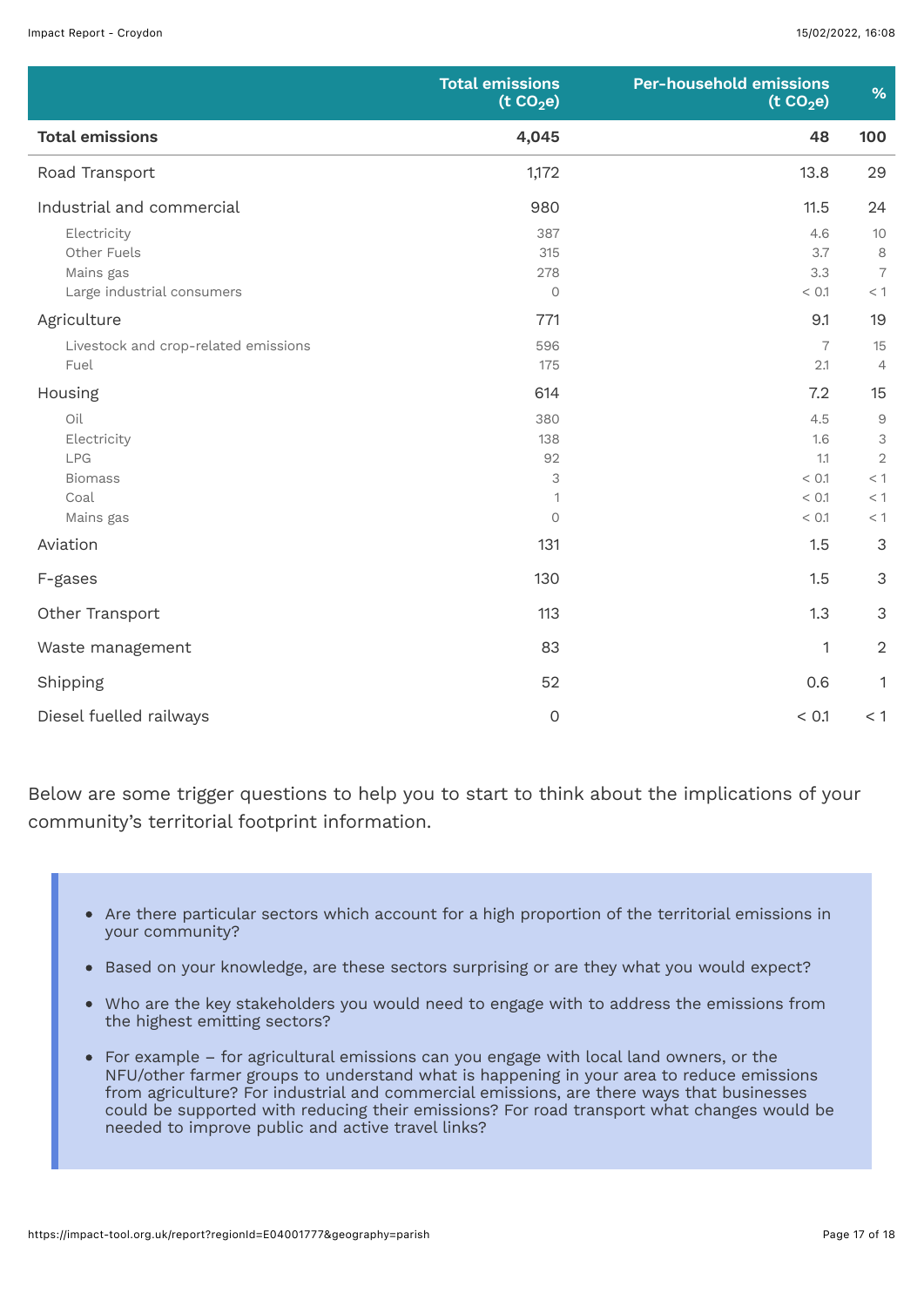| | Total emissions (t $CO_2$e) | Per-household emissions (t $CO_2$e) | % |
|---|---|---|---|
| **Total emissions** | **4,045** | **48** | **100** |
| Road Transport | 1,172 | 13.8 | 29 |
| Industrial and commercial | 980 | 11.5 | 24 |
| Electricity | 387 | 4.6 | 10 |
| Other Fuels | 315 | 3.7 | 8 |
| Mains gas | 278 | 3.3 | 7 |
| Large industrial consumers | 0 | < 0.1 | < 1 |
| Agriculture | 771 | 9.1 | 19 |
| Livestock and crop-related emissions | 596 | 7 | 15 |
| Fuel | 175 | 2.1 | 4 |
| Housing | 614 | 7.2 | 15 |
| Oil | 380 | 4.5 | 9 |
| Electricity | 138 | 1.6 | 3 |
| LPG | 92 | 1.1 | 2 |
| Biomass | 3 | < 0.1 | < 1 |
| Coal | 1 | < 0.1 | < 1 |
| Mains gas | 0 | < 0.1 | < 1 |
| Aviation | 131 | 1.5 | 3 |
| F-gases | 130 | 1.5 | 3 |
| Other Transport | 113 | 1.3 | 3 |
| Waste management | 83 | 1 | 2 |
| Shipping | 52 | 0.6 | 1 |
| Diesel fuelled railways | 0 | < 0.1 | < 1 |

Below are some trigger questions to help you to start to think about the implications of your community's territorial footprint information.

- Are there particular sectors which account for a high proportion of the territorial emissions in your community?
- Based on your knowledge, are these sectors surprising or are they what you would expect?
- Who are the key stakeholders you would need to engage with to address the emissions from the highest emitting sectors?
- For example – for agricultural emissions can you engage with local land owners, or the NFU/other farmer groups to understand what is happening in your area to reduce emissions from agriculture? For industrial and commercial emissions, are there ways that businesses could be supported with reducing their emissions? For road transport what changes would be needed to improve public and active travel links?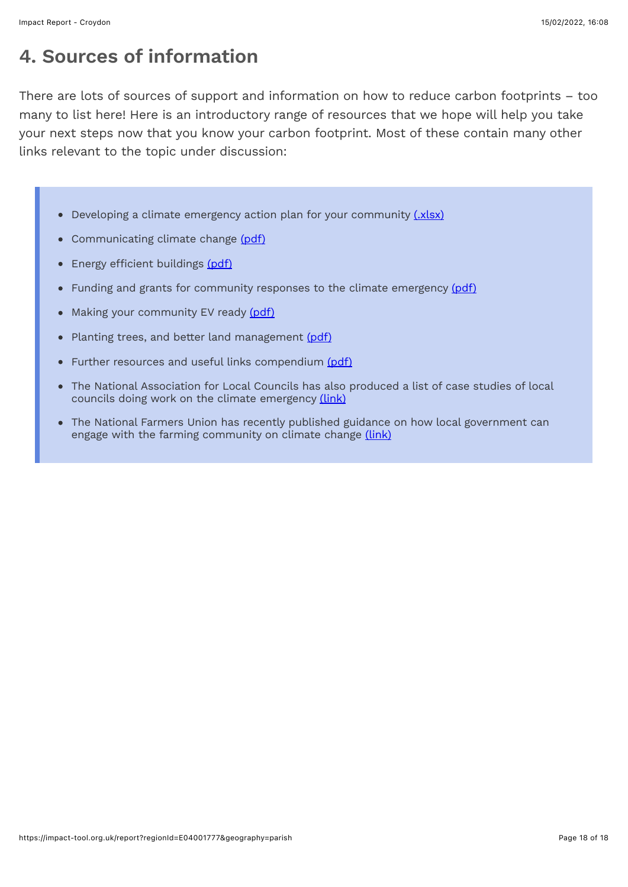## 4. Sources of information

There are lots of sources of support and information on how to reduce carbon footprints – too many to list here! Here is an introductory range of resources that we hope will help you take your next steps now that you know your carbon footprint. Most of these contain many other links relevant to the topic under discussion:

- Developing a climate emergency action plan for your community (.xlsx)
- Communicating climate change (pdf)
- Energy efficient buildings (pdf)
- Funding and grants for community responses to the climate emergency (pdf)
- Making your community EV ready (pdf)
- Planting trees, and better land management (pdf)
- Further resources and useful links compendium (pdf)
- The National Association for Local Councils has also produced a list of case studies of local councils doing work on the climate emergency (link)
- The National Farmers Union has recently published guidance on how local government can engage with the farming community on climate change (link)